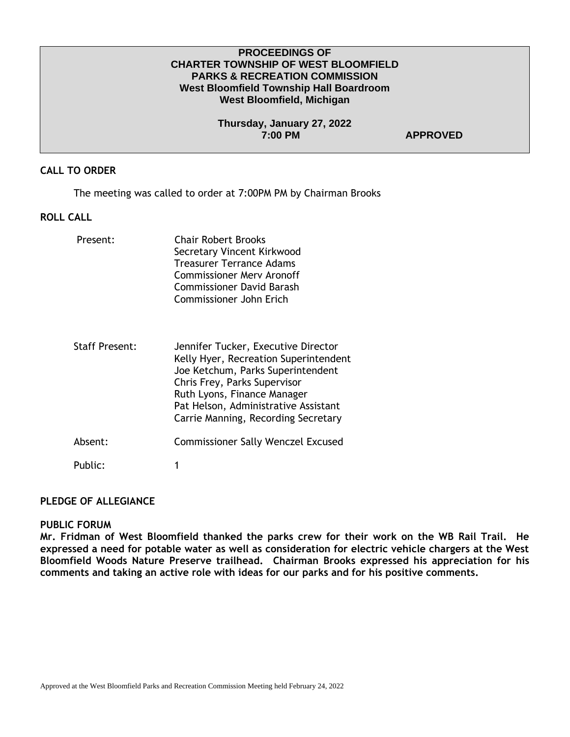# PROCEEDINGS OF
# CHARTER TOWNSHIP OF WEST BLOOMFIELD
# PARKS & RECREATION COMMISSION
## West Bloomfield Township Hall Boardroom
## West Bloomfield, Michigan

**Thursday, January 27, 2022**
**7:00 PM** **APPROVED**

## CALL TO ORDER

The meeting was called to order at 7:00PM PM by Chairman Brooks

## ROLL CALL

| | |
|---|---|
| Present: | Chair Robert Brooks<br>Secretary Vincent Kirkwood<br>Treasurer Terrance Adams<br>Commissioner Merv Aronoff<br>Commissioner David Barash<br>Commissioner John Erich |
| Staff Present: | Jennifer Tucker, Executive Director<br>Kelly Hyer, Recreation Superintendent<br>Joe Ketchum, Parks Superintendent<br>Chris Frey, Parks Supervisor<br>Ruth Lyons, Finance Manager<br>Pat Helson, Administrative Assistant<br>Carrie Manning, Recording Secretary |
| Absent: | Commissioner Sally Wenczel Excused |
| Public: | 1 |

## PLEDGE OF ALLEGIANCE

## PUBLIC FORUM

**Mr. Fridman of West Bloomfield thanked the parks crew for their work on the WB Rail Trail. He expressed a need for potable water as well as consideration for electric vehicle chargers at the West Bloomfield Woods Nature Preserve trailhead. Chairman Brooks expressed his appreciation for his comments and taking an active role with ideas for our parks and for his positive comments.**

Approved at the West Bloomfield Parks and Recreation Commission Meeting held February 24, 2022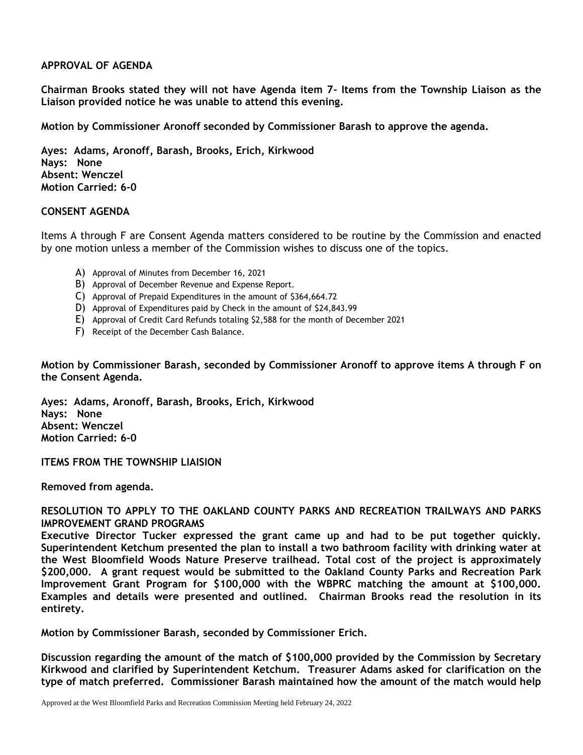**APPROVAL OF AGENDA**

**Chairman Brooks stated they will not have Agenda item 7- Items from the Township Liaison as the Liaison provided notice he was unable to attend this evening.**

**Motion by Commissioner Aronoff seconded by Commissioner Barash to approve the agenda.**

**Ayes: Adams, Aronoff, Barash, Brooks, Erich, Kirkwood**
**Nays: None**
**Absent: Wenczel**
**Motion Carried: 6-0**

**CONSENT AGENDA**

Items A through F are Consent Agenda matters considered to be routine by the Commission and enacted by one motion unless a member of the Commission wishes to discuss one of the topics.

A) Approval of Minutes from December 16, 2021
B) Approval of December Revenue and Expense Report.
C) Approval of Prepaid Expenditures in the amount of $364,664.72
D) Approval of Expenditures paid by Check in the amount of $24,843.99
E) Approval of Credit Card Refunds totaling $2,588 for the month of December 2021
F) Receipt of the December Cash Balance.

**Motion by Commissioner Barash, seconded by Commissioner Aronoff to approve items A through F on the Consent Agenda.**

**Ayes: Adams, Aronoff, Barash, Brooks, Erich, Kirkwood**
**Nays: None**
**Absent: Wenczel**
**Motion Carried: 6-0**

**ITEMS FROM THE TOWNSHIP LIAISION**

**Removed from agenda.**

**RESOLUTION TO APPLY TO THE OAKLAND COUNTY PARKS AND RECREATION TRAILWAYS AND PARKS IMPROVEMENT GRAND PROGRAMS**
**Executive Director Tucker expressed the grant came up and had to be put together quickly. Superintendent Ketchum presented the plan to install a two bathroom facility with drinking water at the West Bloomfield Woods Nature Preserve trailhead. Total cost of the project is approximately $200,000. A grant request would be submitted to the Oakland County Parks and Recreation Park Improvement Grant Program for $100,000 with the WBPRC matching the amount at $100,000. Examples and details were presented and outlined. Chairman Brooks read the resolution in its entirety.**

**Motion by Commissioner Barash, seconded by Commissioner Erich.**

**Discussion regarding the amount of the match of $100,000 provided by the Commission by Secretary Kirkwood and clarified by Superintendent Ketchum. Treasurer Adams asked for clarification on the type of match preferred. Commissioner Barash maintained how the amount of the match would help**

Approved at the West Bloomfield Parks and Recreation Commission Meeting held February 24, 2022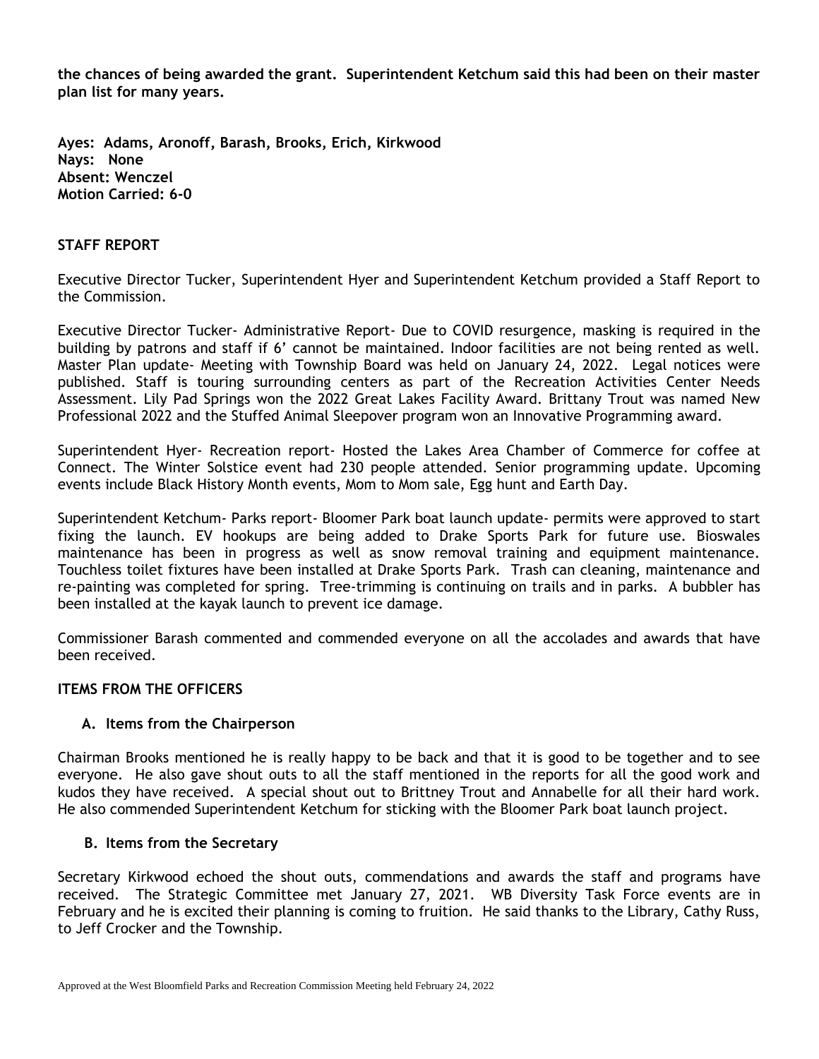**the chances of being awarded the grant. Superintendent Ketchum said this had been on their master plan list for many years.**

**Ayes: Adams, Aronoff, Barash, Brooks, Erich, Kirkwood**
**Nays: None**
**Absent: Wenczel**
**Motion Carried: 6-0**

## STAFF REPORT

Executive Director Tucker, Superintendent Hyer and Superintendent Ketchum provided a Staff Report to the Commission.

Executive Director Tucker- Administrative Report- Due to COVID resurgence, masking is required in the building by patrons and staff if 6' cannot be maintained. Indoor facilities are not being rented as well. Master Plan update- Meeting with Township Board was held on January 24, 2022. Legal notices were published. Staff is touring surrounding centers as part of the Recreation Activities Center Needs Assessment. Lily Pad Springs won the 2022 Great Lakes Facility Award. Brittany Trout was named New Professional 2022 and the Stuffed Animal Sleepover program won an Innovative Programming award.

Superintendent Hyer- Recreation report- Hosted the Lakes Area Chamber of Commerce for coffee at Connect. The Winter Solstice event had 230 people attended. Senior programming update. Upcoming events include Black History Month events, Mom to Mom sale, Egg hunt and Earth Day.

Superintendent Ketchum- Parks report- Bloomer Park boat launch update- permits were approved to start fixing the launch. EV hookups are being added to Drake Sports Park for future use. Bioswales maintenance has been in progress as well as snow removal training and equipment maintenance. Touchless toilet fixtures have been installed at Drake Sports Park. Trash can cleaning, maintenance and re-painting was completed for spring. Tree-trimming is continuing on trails and in parks. A bubbler has been installed at the kayak launch to prevent ice damage.

Commissioner Barash commented and commended everyone on all the accolades and awards that have been received.

## ITEMS FROM THE OFFICERS

### A. Items from the Chairperson

Chairman Brooks mentioned he is really happy to be back and that it is good to be together and to see everyone. He also gave shout outs to all the staff mentioned in the reports for all the good work and kudos they have received. A special shout out to Brittney Trout and Annabelle for all their hard work. He also commended Superintendent Ketchum for sticking with the Bloomer Park boat launch project.

### B. Items from the Secretary

Secretary Kirkwood echoed the shout outs, commendations and awards the staff and programs have received. The Strategic Committee met January 27, 2021. WB Diversity Task Force events are in February and he is excited their planning is coming to fruition. He said thanks to the Library, Cathy Russ, to Jeff Crocker and the Township.

Approved at the West Bloomfield Parks and Recreation Commission Meeting held February 24, 2022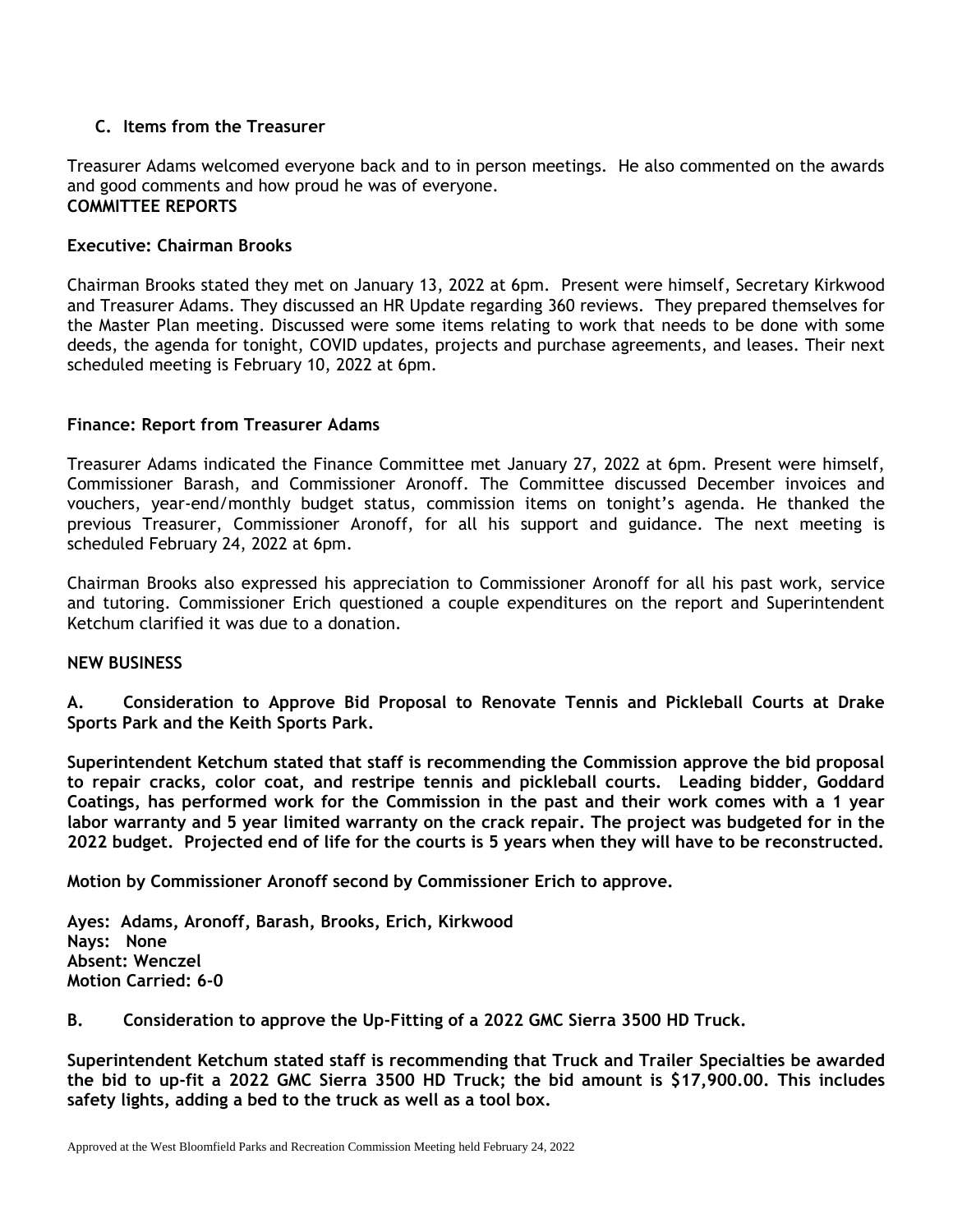### C. Items from the Treasurer

Treasurer Adams welcomed everyone back and to in person meetings. He also commented on the awards and good comments and how proud he was of everyone.

**COMMITTEE REPORTS**

**Executive: Chairman Brooks**

Chairman Brooks stated they met on January 13, 2022 at 6pm. Present were himself, Secretary Kirkwood and Treasurer Adams. They discussed an HR Update regarding 360 reviews. They prepared themselves for the Master Plan meeting. Discussed were some items relating to work that needs to be done with some deeds, the agenda for tonight, COVID updates, projects and purchase agreements, and leases. Their next scheduled meeting is February 10, 2022 at 6pm.

**Finance: Report from Treasurer Adams**

Treasurer Adams indicated the Finance Committee met January 27, 2022 at 6pm. Present were himself, Commissioner Barash, and Commissioner Aronoff. The Committee discussed December invoices and vouchers, year-end/monthly budget status, commission items on tonight's agenda. He thanked the previous Treasurer, Commissioner Aronoff, for all his support and guidance. The next meeting is scheduled February 24, 2022 at 6pm.

Chairman Brooks also expressed his appreciation to Commissioner Aronoff for all his past work, service and tutoring. Commissioner Erich questioned a couple expenditures on the report and Superintendent Ketchum clarified it was due to a donation.

**NEW BUSINESS**

**A. Consideration to Approve Bid Proposal to Renovate Tennis and Pickleball Courts at Drake Sports Park and the Keith Sports Park.**

**Superintendent Ketchum stated that staff is recommending the Commission approve the bid proposal to repair cracks, color coat, and restripe tennis and pickleball courts. Leading bidder, Goddard Coatings, has performed work for the Commission in the past and their work comes with a 1 year labor warranty and 5 year limited warranty on the crack repair. The project was budgeted for in the 2022 budget. Projected end of life for the courts is 5 years when they will have to be reconstructed.**

**Motion by Commissioner Aronoff second by Commissioner Erich to approve.**

**Ayes: Adams, Aronoff, Barash, Brooks, Erich, Kirkwood**
**Nays: None**
**Absent: Wenczel**
**Motion Carried: 6-0**

**B. Consideration to approve the Up-Fitting of a 2022 GMC Sierra 3500 HD Truck.**

**Superintendent Ketchum stated staff is recommending that Truck and Trailer Specialties be awarded the bid to up-fit a 2022 GMC Sierra 3500 HD Truck; the bid amount is $17,900.00. This includes safety lights, adding a bed to the truck as well as a tool box.**

Approved at the West Bloomfield Parks and Recreation Commission Meeting held February 24, 2022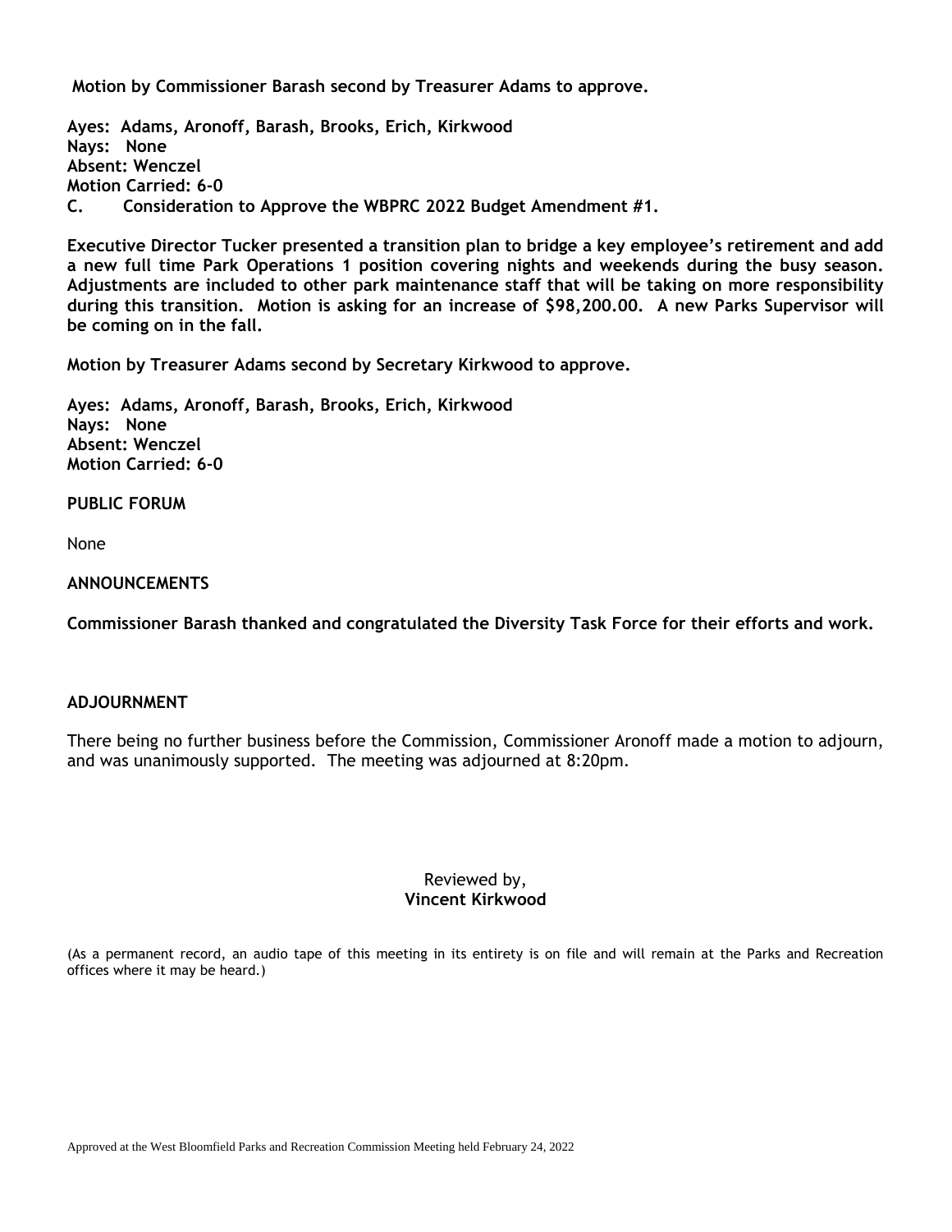**Motion by Commissioner Barash second by Treasurer Adams to approve.**

**Ayes: Adams, Aronoff, Barash, Brooks, Erich, Kirkwood**
**Nays: None**
**Absent: Wenczel**
**Motion Carried: 6-0**

**C. Consideration to Approve the WBPRC 2022 Budget Amendment #1.**

**Executive Director Tucker presented a transition plan to bridge a key employee's retirement and add a new full time Park Operations 1 position covering nights and weekends during the busy season. Adjustments are included to other park maintenance staff that will be taking on more responsibility during this transition. Motion is asking for an increase of $98,200.00. A new Parks Supervisor will be coming on in the fall.**

**Motion by Treasurer Adams second by Secretary Kirkwood to approve.**

**Ayes: Adams, Aronoff, Barash, Brooks, Erich, Kirkwood**
**Nays: None**
**Absent: Wenczel**
**Motion Carried: 6-0**

**PUBLIC FORUM**

None

**ANNOUNCEMENTS**

**Commissioner Barash thanked and congratulated the Diversity Task Force for their efforts and work.**

**ADJOURNMENT**

There being no further business before the Commission, Commissioner Aronoff made a motion to adjourn, and was unanimously supported. The meeting was adjourned at 8:20pm.

Reviewed by,
**Vincent Kirkwood**

(As a permanent record, an audio tape of this meeting in its entirety is on file and will remain at the Parks and Recreation offices where it may be heard.)

Approved at the West Bloomfield Parks and Recreation Commission Meeting held February 24, 2022